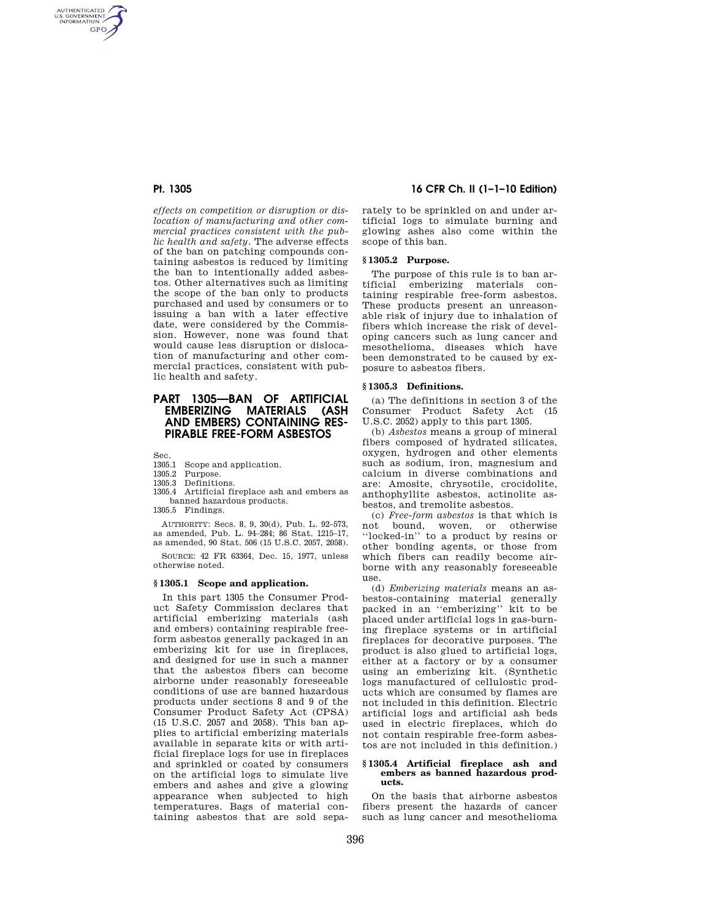*effects on competition or disruption or dislocation of manufacturing and other commercial practices consistent with the public health and safety*. The adverse effects of the ban on patching compounds containing asbestos is reduced by limiting the ban to intentionally added asbestos. Other alternatives such as limiting the scope of the ban only to products purchased and used by consumers or to issuing a ban with a later effective date, were considered by the Commission. However, none was found that would cause less disruption or dislocation of manufacturing and other commercial practices, consistent with public health and safety.

## PART 1305—BAN OF ARTIFICIAL EMBERIZING MATERIALS (ASH AND EMBERS) CONTAINING RESPIRABLE FREE-FORM ASBESTOS

Sec.
1305.1 Scope and application.
1305.2 Purpose.
1305.3 Definitions.
1305.4 Artificial fireplace ash and embers as banned hazardous products.
1305.5 Findings.

AUTHORITY: Secs. 8, 9, 30(d), Pub. L. 92–573, as amended, Pub. L. 94–284; 86 Stat. 1215–17, as amended, 90 Stat. 506 (15 U.S.C. 2057, 2058).

SOURCE: 42 FR 63364, Dec. 15, 1977, unless otherwise noted.

### § 1305.1 Scope and application.

In this part 1305 the Consumer Product Safety Commission declares that artificial emberizing materials (ash and embers) containing respirable free-form asbestos generally packaged in an emberizing kit for use in fireplaces, and designed for use in such a manner that the asbestos fibers can become airborne under reasonably foreseeable conditions of use are banned hazardous products under sections 8 and 9 of the Consumer Product Safety Act (CPSA) (15 U.S.C. 2057 and 2058). This ban applies to artificial emberizing materials available in separate kits or with artificial fireplace logs for use in fireplaces and sprinkled or coated by consumers on the artificial logs to simulate live embers and ashes and give a glowing appearance when subjected to high temperatures. Bags of material containing asbestos that are sold separately to be sprinkled on and under artificial logs to simulate burning and glowing ashes also come within the scope of this ban.

### § 1305.2 Purpose.

The purpose of this rule is to ban artificial emberizing materials containing respirable free-form asbestos. These products present an unreasonable risk of injury due to inhalation of fibers which increase the risk of developing cancers such as lung cancer and mesothelioma, diseases which have been demonstrated to be caused by exposure to asbestos fibers.

### § 1305.3 Definitions.

(a) The definitions in section 3 of the Consumer Product Safety Act (15 U.S.C. 2052) apply to this part 1305.

(b) *Asbestos* means a group of mineral fibers composed of hydrated silicates, oxygen, hydrogen and other elements such as sodium, iron, magnesium and calcium in diverse combinations and are: Amosite, chrysotile, crocidolite, anthophyllite asbestos, actinolite asbestos, and tremolite asbestos.

(c) *Free-form asbestos* is that which is not bound, woven, or otherwise "locked-in" to a product by resins or other bonding agents, or those from which fibers can readily become airborne with any reasonably foreseeable use.

(d) *Emberizing materials* means an asbestos-containing material generally packed in an "emberizing" kit to be placed under artificial logs in gas-burning fireplace systems or in artificial fireplaces for decorative purposes. The product is also glued to artificial logs, either at a factory or by a consumer using an emberizing kit. (Synthetic logs manufactured of cellulostic products which are consumed by flames are not included in this definition. Electric artificial logs and artificial ash beds used in electric fireplaces, which do not contain respirable free-form asbestos are not included in this definition.)

### § 1305.4 Artificial fireplace ash and embers as banned hazardous products.

On the basis that airborne asbestos fibers present the hazards of cancer such as lung cancer and mesothelioma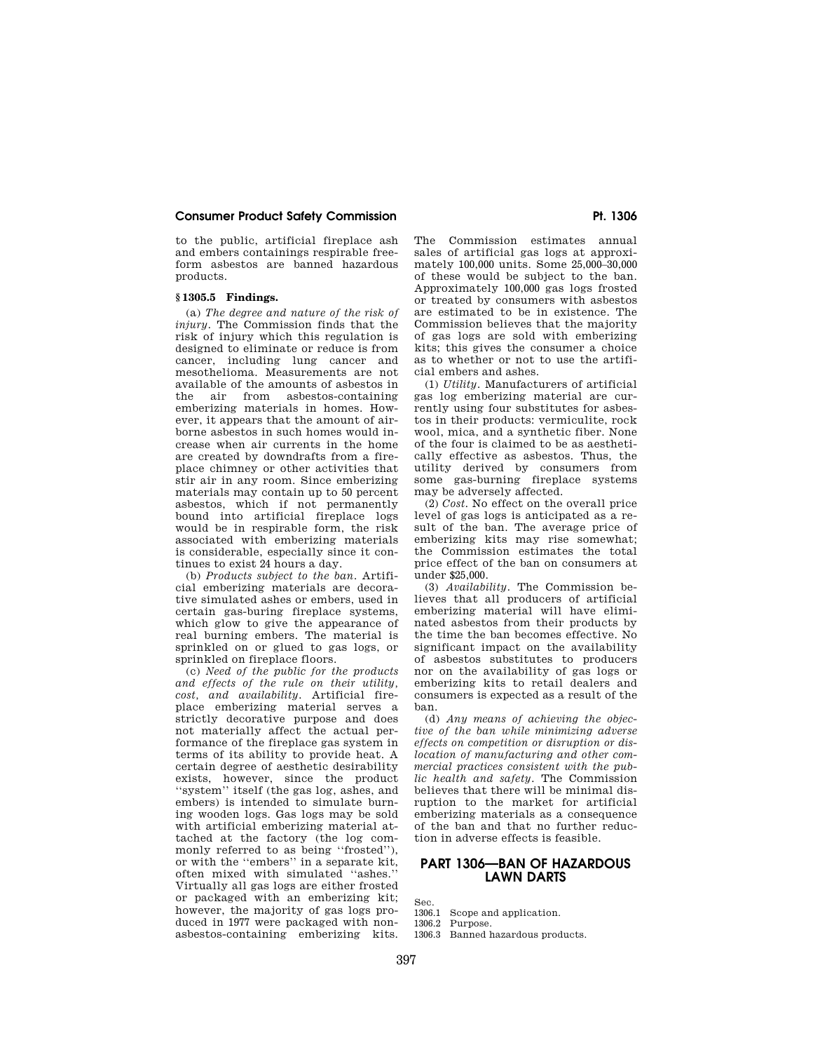to the public, artificial fireplace ash and embers containings respirable free-form asbestos are banned hazardous products.

### § 1305.5 Findings.

(a) *The degree and nature of the risk of injury.* The Commission finds that the risk of injury which this regulation is designed to eliminate or reduce is from cancer, including lung cancer and mesothelioma. Measurements are not available of the amounts of asbestos in the air from asbestos-containing emberizing materials in homes. However, it appears that the amount of airborne asbestos in such homes would increase when air currents in the home are created by downdrafts from a fireplace chimney or other activities that stir air in any room. Since emberizing materials may contain up to 50 percent asbestos, which if not permanently bound into artificial fireplace logs would be in respirable form, the risk associated with emberizing materials is considerable, especially since it continues to exist 24 hours a day.

(b) *Products subject to the ban.* Artificial emberizing materials are decorative simulated ashes or embers, used in certain gas-buring fireplace systems, which glow to give the appearance of real burning embers. The material is sprinkled on or glued to gas logs, or sprinkled on fireplace floors.

(c) *Need of the public for the products and effects of the rule on their utility, cost, and availability.* Artificial fireplace emberizing material serves a strictly decorative purpose and does not materially affect the actual performance of the fireplace gas system in terms of its ability to provide heat. A certain degree of aesthetic desirability exists, however, since the product ''system'' itself (the gas log, ashes, and embers) is intended to simulate burning wooden logs. Gas logs may be sold with artificial emberizing material attached at the factory (the log commonly referred to as being ''frosted''), or with the ''embers'' in a separate kit, often mixed with simulated ''ashes.'' Virtually all gas logs are either frosted or packaged with an emberizing kit; however, the majority of gas logs produced in 1977 were packaged with non-asbestos-containing emberizing kits. The Commission estimates annual sales of artificial gas logs at approximately 100,000 units. Some 25,000–30,000 of these would be subject to the ban. Approximately 100,000 gas logs frosted or treated by consumers with asbestos are estimated to be in existence. The Commission believes that the majority of gas logs are sold with emberizing kits; this gives the consumer a choice as to whether or not to use the artificial embers and ashes.

(1) *Utility.* Manufacturers of artificial gas log emberizing material are currently using four substitutes for asbestos in their products: vermiculite, rock wool, mica, and a synthetic fiber. None of the four is claimed to be as aesthetically effective as asbestos. Thus, the utility derived by consumers from some gas-burning fireplace systems may be adversely affected.

(2) *Cost.* No effect on the overall price level of gas logs is anticipated as a result of the ban. The average price of emberizing kits may rise somewhat; the Commission estimates the total price effect of the ban on consumers at under $25,000.

(3) *Availability.* The Commission believes that all producers of artificial emberizing material will have eliminated asbestos from their products by the time the ban becomes effective. No significant impact on the availability of asbestos substitutes to producers nor on the availability of gas logs or emberizing kits to retail dealers and consumers is expected as a result of the ban.

(d) *Any means of achieving the objective of the ban while minimizing adverse effects on competition or disruption or dislocation of manufacturing and other commercial practices consistent with the public health and safety.* The Commission believes that there will be minimal disruption to the market for artificial emberizing materials as a consequence of the ban and that no further reduction in adverse effects is feasible.

## PART 1306—BAN OF HAZARDOUS LAWN DARTS

Sec.
1306.1 Scope and application.
1306.2 Purpose.
1306.3 Banned hazardous products.